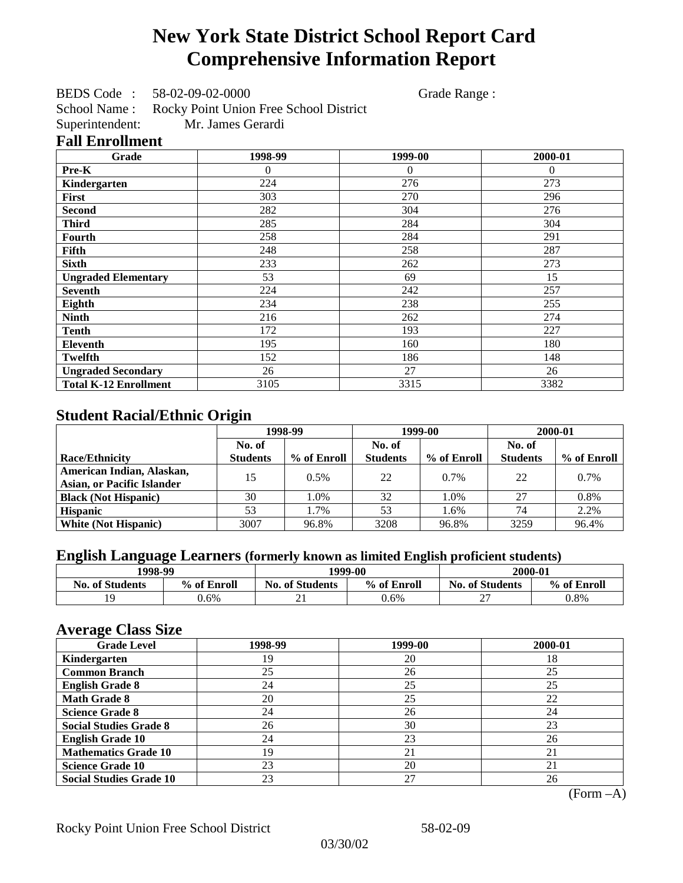# New York State District School Report Card
# Comprehensive Information Report

BEDS Code : 58-02-09-02-0000 Grade Range :
School Name : Rocky Point Union Free School District
Superintendent: Mr. James Gerardi

## Fall Enrollment

| Grade | 1998-99 | 1999-00 | 2000-01 |
|---|---|---|---|
| Pre-K | 0 | 0 | 0 |
| Kindergarten | 224 | 276 | 273 |
| First | 303 | 270 | 296 |
| Second | 282 | 304 | 276 |
| Third | 285 | 284 | 304 |
| Fourth | 258 | 284 | 291 |
| Fifth | 248 | 258 | 287 |
| Sixth | 233 | 262 | 273 |
| Ungraded Elementary | 53 | 69 | 15 |
| Seventh | 224 | 242 | 257 |
| Eighth | 234 | 238 | 255 |
| Ninth | 216 | 262 | 274 |
| Tenth | 172 | 193 | 227 |
| Eleventh | 195 | 160 | 180 |
| Twelfth | 152 | 186 | 148 |
| Ungraded Secondary | 26 | 27 | 26 |
| Total K-12 Enrollment | 3105 | 3315 | 3382 |

## Student Racial/Ethnic Origin

| | 1998-99 | | 1999-00 | | 2000-01 | |
|---|---|---|---|---|---|---|
| Race/Ethnicity | No. of Students | % of Enroll | No. of Students | % of Enroll | No. of Students | % of Enroll |
| American Indian, Alaskan, Asian, or Pacific Islander | 15 | 0.5% | 22 | 0.7% | 22 | 0.7% |
| Black (Not Hispanic) | 30 | 1.0% | 32 | 1.0% | 27 | 0.8% |
| Hispanic | 53 | 1.7% | 53 | 1.6% | 74 | 2.2% |
| White (Not Hispanic) | 3007 | 96.8% | 3208 | 96.8% | 3259 | 96.4% |

## English Language Learners (formerly known as limited English proficient students)

| 1998-99 | | 1999-00 | | 2000-01 | |
|---|---|---|---|---|---|
| No. of Students | % of Enroll | No. of Students | % of Enroll | No. of Students | % of Enroll |
| 19 | 0.6% | 21 | 0.6% | 27 | 0.8% |

## Average Class Size

| Grade Level | 1998-99 | 1999-00 | 2000-01 |
|---|---|---|---|
| Kindergarten | 19 | 20 | 18 |
| Common Branch | 25 | 26 | 25 |
| English Grade 8 | 24 | 25 | 25 |
| Math Grade 8 | 20 | 25 | 22 |
| Science Grade 8 | 24 | 26 | 24 |
| Social Studies Grade 8 | 26 | 30 | 23 |
| English Grade 10 | 24 | 23 | 26 |
| Mathematics Grade 10 | 19 | 21 | 21 |
| Science Grade 10 | 23 | 20 | 21 |
| Social Studies Grade 10 | 23 | 27 | 26 |

(Form –A)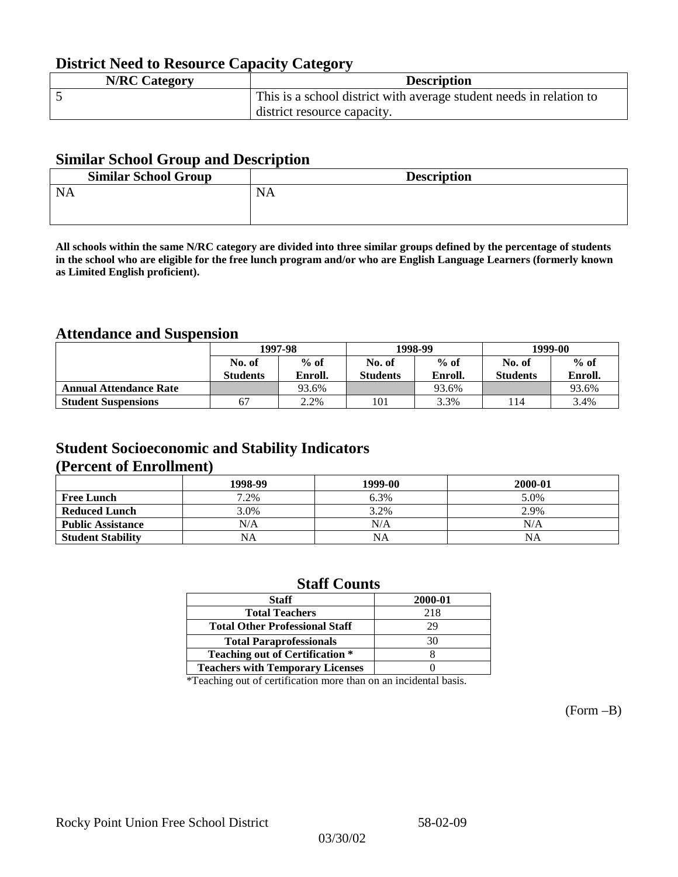## District Need to Resource Capacity Category

| N/RC Category | Description |
|---|---|
| 5 | This is a school district with average student needs in relation to district resource capacity. |

## Similar School Group and Description

| Similar School Group | Description |
|---|---|
| NA | NA |

**All schools within the same N/RC category are divided into three similar groups defined by the percentage of students in the school who are eligible for the free lunch program and/or who are English Language Learners (formerly known as Limited English proficient).**

## Attendance and Suspension

| | 1997-98 | | 1998-99 | | 1999-00 | |
|---|---|---|---|---|---|---|
| | No. of Students | % of Enroll. | No. of Students | % of Enroll. | No. of Students | % of Enroll. |
| **Annual Attendance Rate** | | 93.6% | | 93.6% | | 93.6% |
| **Student Suspensions** | 67 | 2.2% | 101 | 3.3% | 114 | 3.4% |

## Student Socioeconomic and Stability Indicators (Percent of Enrollment)

| | 1998-99 | 1999-00 | 2000-01 |
|---|---|---|---|
| **Free Lunch** | 7.2% | 6.3% | 5.0% |
| **Reduced Lunch** | 3.0% | 3.2% | 2.9% |
| **Public Assistance** | N/A | N/A | N/A |
| **Student Stability** | NA | NA | NA |

## Staff Counts

| Staff | 2000-01 |
|---|---|
| Total Teachers | 218 |
| Total Other Professional Staff | 29 |
| Total Paraprofessionals | 30 |
| Teaching out of Certification * | 8 |
| Teachers with Temporary Licenses | 0 |

*Teaching out of certification more than on an incidental basis.

(Form –B)

Rocky Point Union Free School District 58-02-09

03/30/02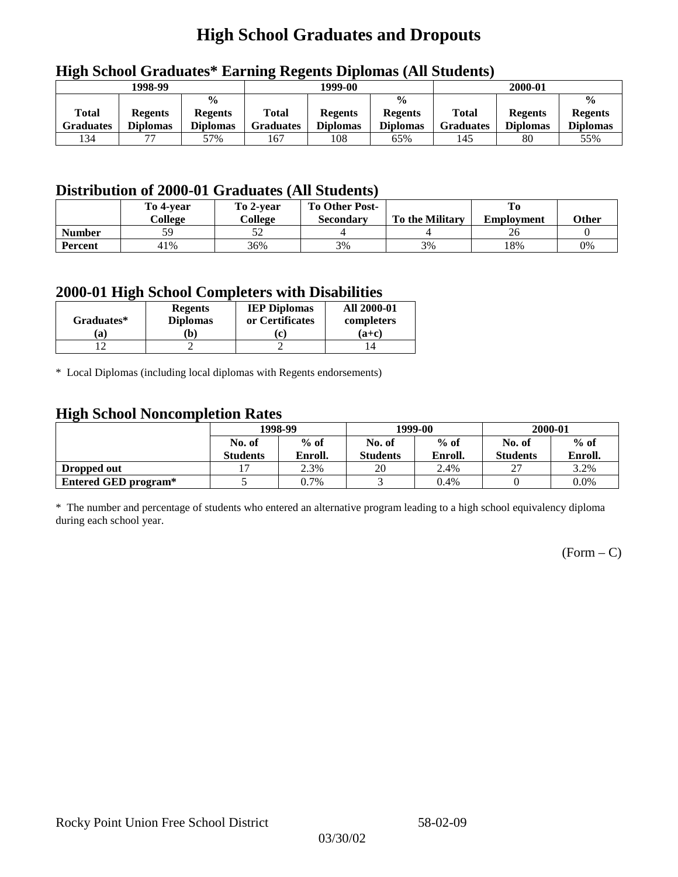# High School Graduates and Dropouts

## High School Graduates* Earning Regents Diplomas (All Students)

| 1998-99 | | | 1999-00 | | | 2000-01 | | |
|---|---|---|---|---|---|---|---|---|
| Total Graduates | Regents Diplomas | % Regents Diplomas | Total Graduates | Regents Diplomas | % Regents Diplomas | Total Graduates | Regents Diplomas | % Regents Diplomas |
| 134 | 77 | 57% | 167 | 108 | 65% | 145 | 80 | 55% |

## Distribution of 2000-01 Graduates (All Students)

| | To 4-year College | To 2-year College | To Other Post-Secondary | To the Military | To Employment | Other |
|---|---|---|---|---|---|---|
| **Number** | 59 | 52 | 4 | 4 | 26 | 0 |
| **Percent** | 41% | 36% | 3% | 3% | 18% | 0% |

## 2000-01 High School Completers with Disabilities

| Graduates* (a) | Regents Diplomas (b) | IEP Diplomas or Certificates (c) | All 2000-01 completers (a+c) |
|---|---|---|---|
| 12 | 2 | 2 | 14 |

* Local Diplomas (including local diplomas with Regents endorsements)

## High School Noncompletion Rates

| | 1998-99 | | 1999-00 | | 2000-01 | |
|---|---|---|---|---|---|---|
| | No. of Students | % of Enroll. | No. of Students | % of Enroll. | No. of Students | % of Enroll. |
| **Dropped out** | 17 | 2.3% | 20 | 2.4% | 27 | 3.2% |
| **Entered GED program*** | 5 | 0.7% | 3 | 0.4% | 0 | 0.0% |

* The number and percentage of students who entered an alternative program leading to a high school equivalency diploma during each school year.

(Form – C)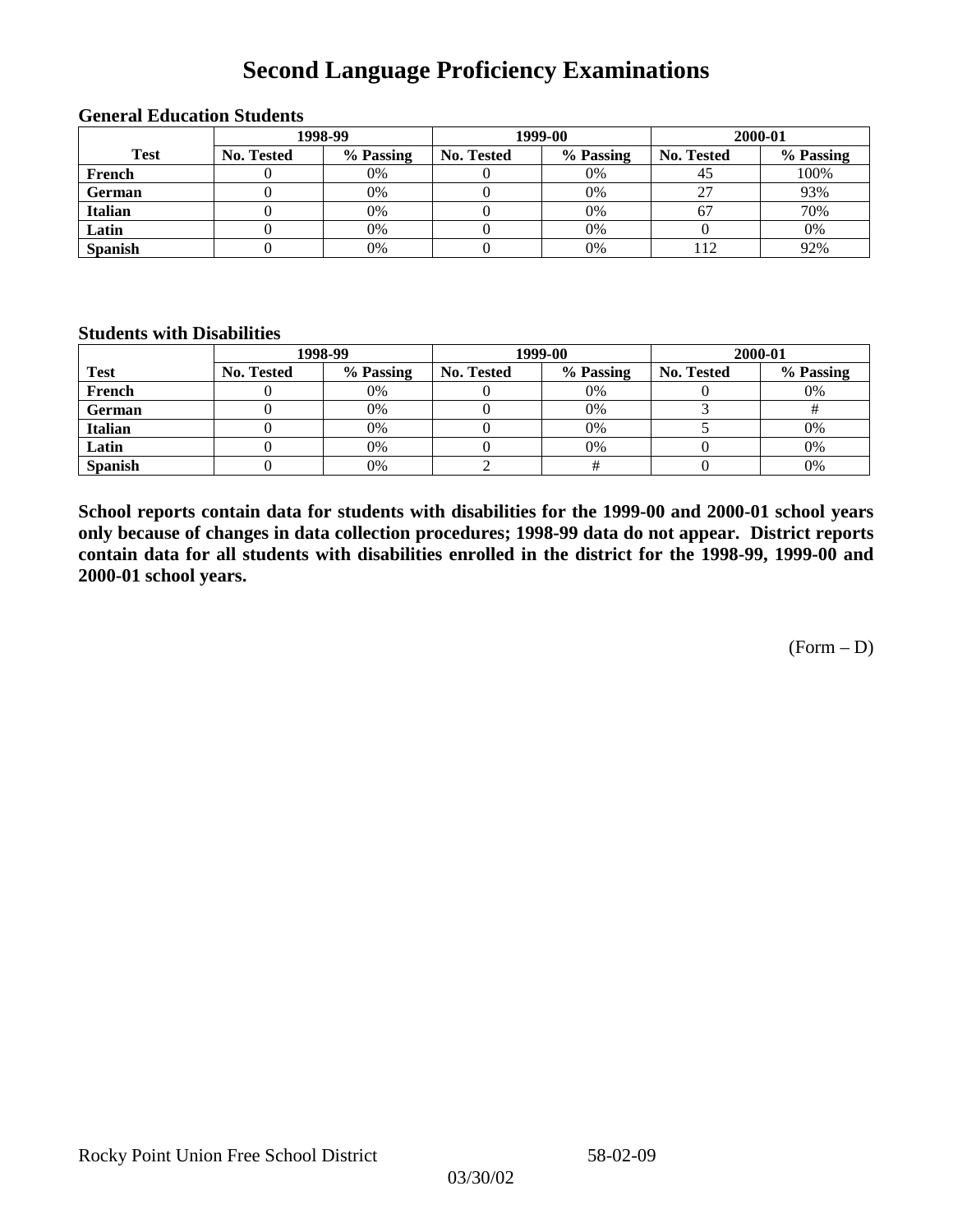# Second Language Proficiency Examinations

### General Education Students

| Test | 1998-99 | | 1999-00 | | 2000-01 | |
|---|---|---|---|---|---|---|
| | No. Tested | % Passing | No. Tested | % Passing | No. Tested | % Passing |
| French | 0 | 0% | 0 | 0% | 45 | 100% |
| German | 0 | 0% | 0 | 0% | 27 | 93% |
| Italian | 0 | 0% | 0 | 0% | 67 | 70% |
| Latin | 0 | 0% | 0 | 0% | 0 | 0% |
| Spanish | 0 | 0% | 0 | 0% | 112 | 92% |

### Students with Disabilities

| Test | 1998-99 | | 1999-00 | | 2000-01 | |
|---|---|---|---|---|---|---|
| | No. Tested | % Passing | No. Tested | % Passing | No. Tested | % Passing |
| French | 0 | 0% | 0 | 0% | 0 | 0% |
| German | 0 | 0% | 0 | 0% | 3 | # |
| Italian | 0 | 0% | 0 | 0% | 5 | 0% |
| Latin | 0 | 0% | 0 | 0% | 0 | 0% |
| Spanish | 0 | 0% | 2 | # | 0 | 0% |

**School reports contain data for students with disabilities for the 1999-00 and 2000-01 school years only because of changes in data collection procedures; 1998-99 data do not appear. District reports contain data for all students with disabilities enrolled in the district for the 1998-99, 1999-00 and 2000-01 school years.**

(Form – D)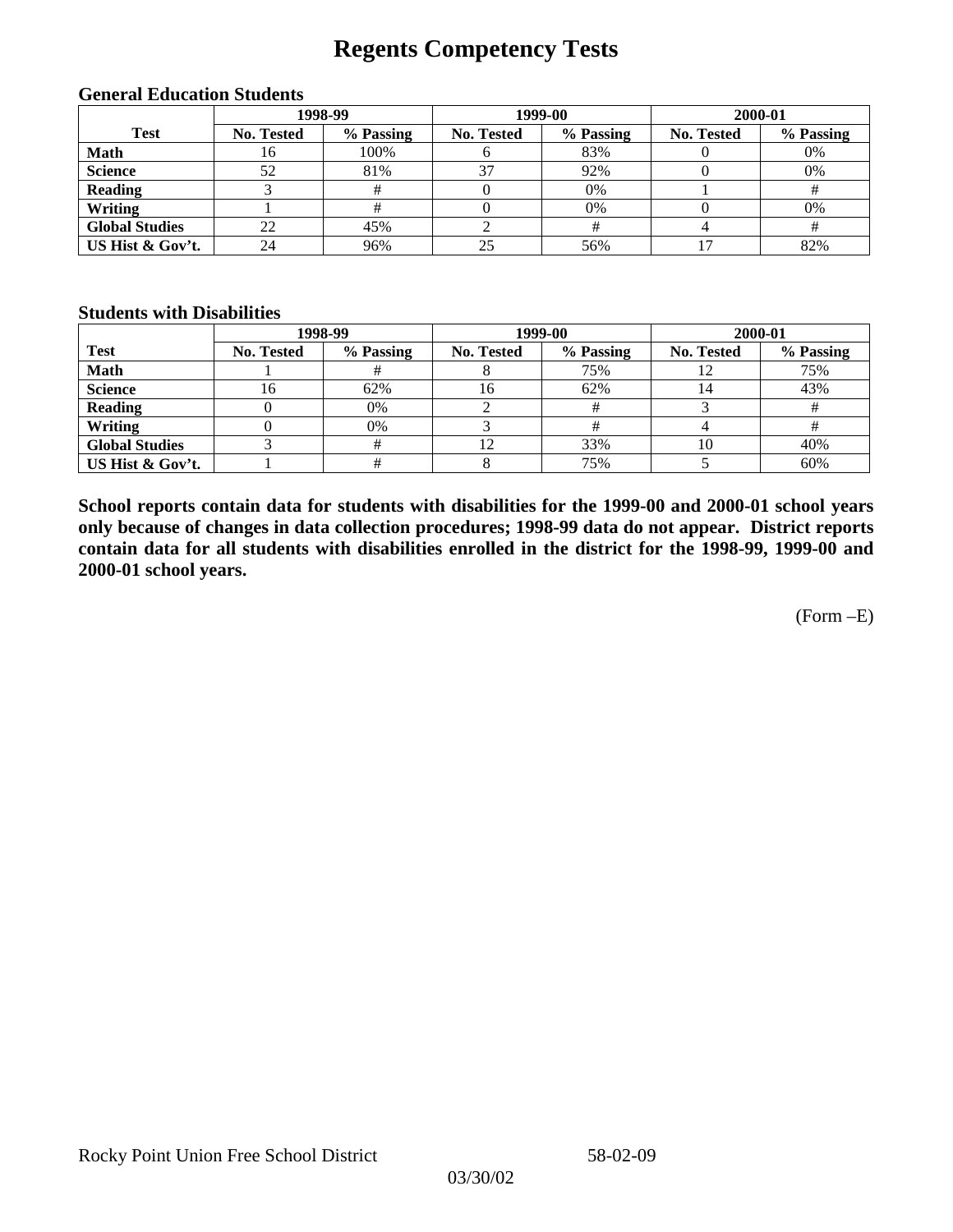# Regents Competency Tests

### General Education Students

| Test | 1998-99 | | 1999-00 | | 2000-01 | |
|---|---|---|---|---|---|---|
| | No. Tested | % Passing | No. Tested | % Passing | No. Tested | % Passing |
| **Math** | 16 | 100% | 6 | 83% | 0 | 0% |
| **Science** | 52 | 81% | 37 | 92% | 0 | 0% |
| **Reading** | 3 | # | 0 | 0% | 1 | # |
| **Writing** | 1 | # | 0 | 0% | 0 | 0% |
| **Global Studies** | 22 | 45% | 2 | # | 4 | # |
| **US Hist & Gov't.** | 24 | 96% | 25 | 56% | 17 | 82% |

### Students with Disabilities

| Test | 1998-99 | | 1999-00 | | 2000-01 | |
|---|---|---|---|---|---|---|
| | No. Tested | % Passing | No. Tested | % Passing | No. Tested | % Passing |
| **Math** | 1 | # | 8 | 75% | 12 | 75% |
| **Science** | 16 | 62% | 16 | 62% | 14 | 43% |
| **Reading** | 0 | 0% | 2 | # | 3 | # |
| **Writing** | 0 | 0% | 3 | # | 4 | # |
| **Global Studies** | 3 | # | 12 | 33% | 10 | 40% |
| **US Hist & Gov't.** | 1 | # | 8 | 75% | 5 | 60% |

**School reports contain data for students with disabilities for the 1999-00 and 2000-01 school years only because of changes in data collection procedures; 1998-99 data do not appear. District reports contain data for all students with disabilities enrolled in the district for the 1998-99, 1999-00 and 2000-01 school years.**

(Form –E)

Rocky Point Union Free School District 58-02-09

03/30/02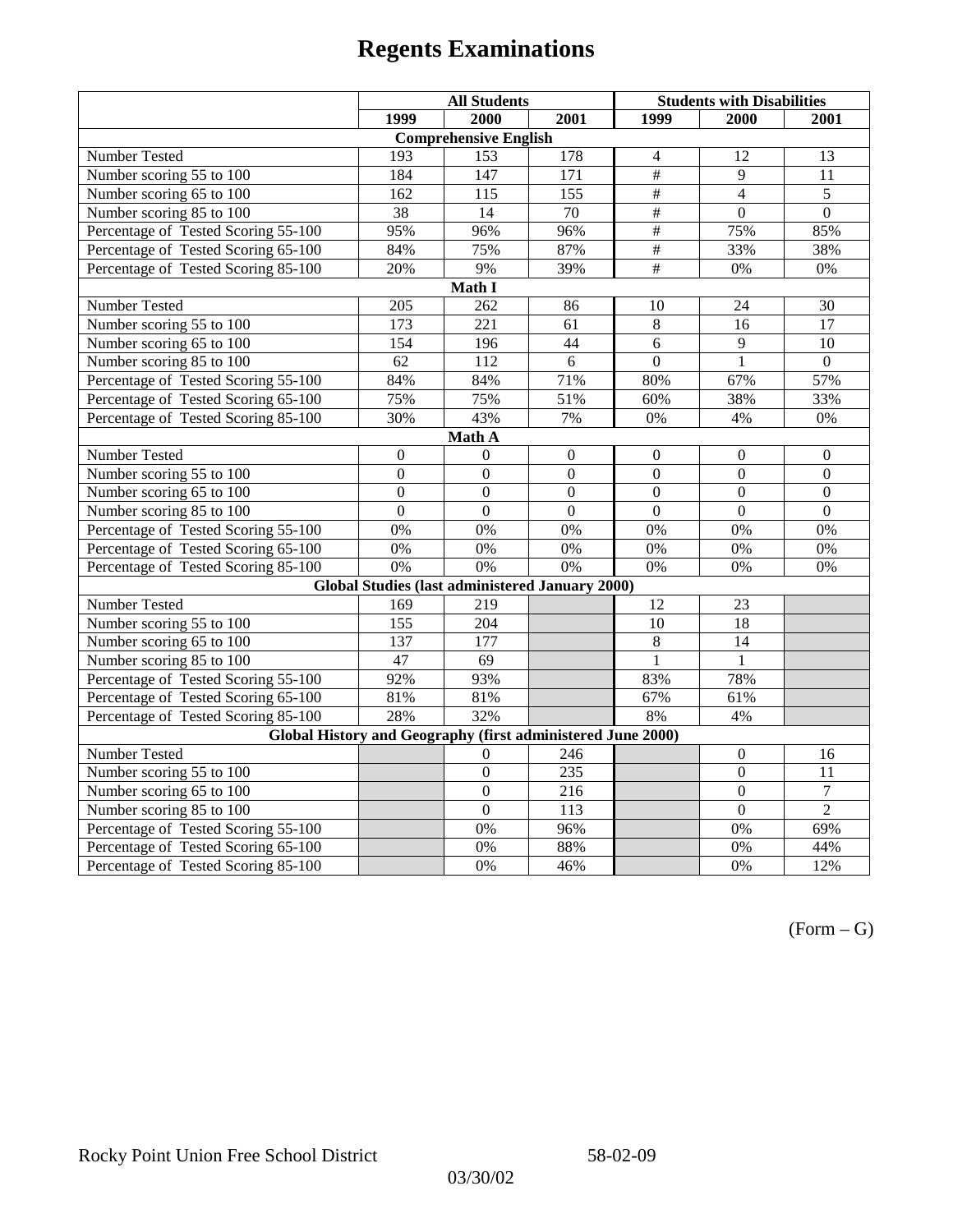# Regents Examinations

| | All Students | | | Students with Disabilities | | |
|---|---|---|---|---|---|---|
| | 1999 | 2000 | 2001 | 1999 | 2000 | 2001 |
| **Comprehensive English** | | | | | | |
| Number Tested | 193 | 153 | 178 | 4 | 12 | 13 |
| Number scoring 55 to 100 | 184 | 147 | 171 | # | 9 | 11 |
| Number scoring 65 to 100 | 162 | 115 | 155 | # | 4 | 5 |
| Number scoring 85 to 100 | 38 | 14 | 70 | # | 0 | 0 |
| Percentage of Tested Scoring 55-100 | 95% | 96% | 96% | # | 75% | 85% |
| Percentage of Tested Scoring 65-100 | 84% | 75% | 87% | # | 33% | 38% |
| Percentage of Tested Scoring 85-100 | 20% | 9% | 39% | # | 0% | 0% |
| **Math I** | | | | | | |
| Number Tested | 205 | 262 | 86 | 10 | 24 | 30 |
| Number scoring 55 to 100 | 173 | 221 | 61 | 8 | 16 | 17 |
| Number scoring 65 to 100 | 154 | 196 | 44 | 6 | 9 | 10 |
| Number scoring 85 to 100 | 62 | 112 | 6 | 0 | 1 | 0 |
| Percentage of Tested Scoring 55-100 | 84% | 84% | 71% | 80% | 67% | 57% |
| Percentage of Tested Scoring 65-100 | 75% | 75% | 51% | 60% | 38% | 33% |
| Percentage of Tested Scoring 85-100 | 30% | 43% | 7% | 0% | 4% | 0% |
| **Math A** | | | | | | |
| Number Tested | 0 | 0 | 0 | 0 | 0 | 0 |
| Number scoring 55 to 100 | 0 | 0 | 0 | 0 | 0 | 0 |
| Number scoring 65 to 100 | 0 | 0 | 0 | 0 | 0 | 0 |
| Number scoring 85 to 100 | 0 | 0 | 0 | 0 | 0 | 0 |
| Percentage of Tested Scoring 55-100 | 0% | 0% | 0% | 0% | 0% | 0% |
| Percentage of Tested Scoring 65-100 | 0% | 0% | 0% | 0% | 0% | 0% |
| Percentage of Tested Scoring 85-100 | 0% | 0% | 0% | 0% | 0% | 0% |
| **Global Studies (last administered January 2000)** | | | | | | |
| Number Tested | 169 | 219 | | 12 | 23 | |
| Number scoring 55 to 100 | 155 | 204 | | 10 | 18 | |
| Number scoring 65 to 100 | 137 | 177 | | 8 | 14 | |
| Number scoring 85 to 100 | 47 | 69 | | 1 | 1 | |
| Percentage of Tested Scoring 55-100 | 92% | 93% | | 83% | 78% | |
| Percentage of Tested Scoring 65-100 | 81% | 81% | | 67% | 61% | |
| Percentage of Tested Scoring 85-100 | 28% | 32% | | 8% | 4% | |
| **Global History and Geography (first administered June 2000)** | | | | | | |
| Number Tested | | 0 | 246 | | 0 | 16 |
| Number scoring 55 to 100 | | 0 | 235 | | 0 | 11 |
| Number scoring 65 to 100 | | 0 | 216 | | 0 | 7 |
| Number scoring 85 to 100 | | 0 | 113 | | 0 | 2 |
| Percentage of Tested Scoring 55-100 | | 0% | 96% | | 0% | 69% |
| Percentage of Tested Scoring 65-100 | | 0% | 88% | | 0% | 44% |
| Percentage of Tested Scoring 85-100 | | 0% | 46% | | 0% | 12% |

(Form – G)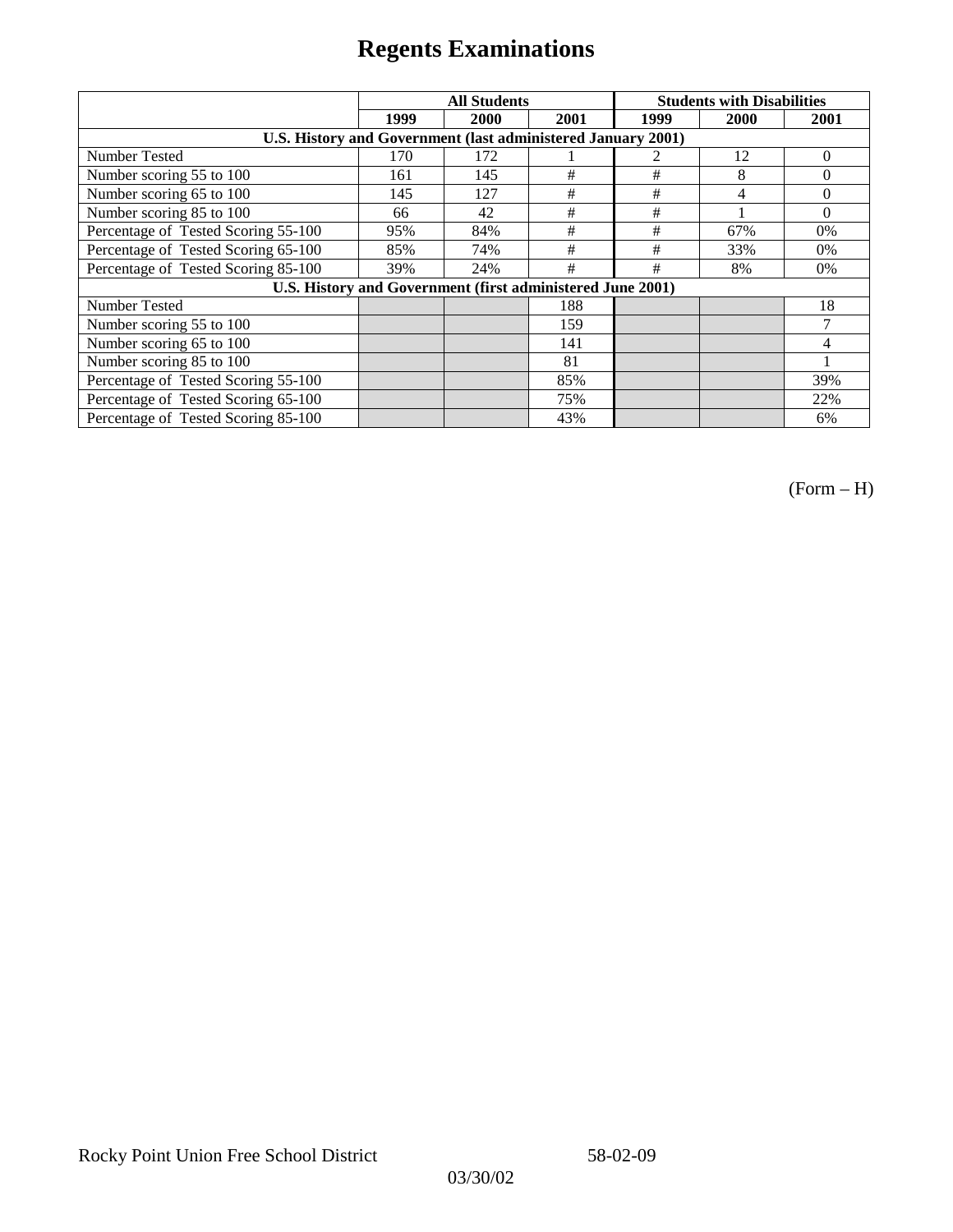# Regents Examinations

| | All Students | | | Students with Disabilities | | |
|---|---|---|---|---|---|---|
| | 1999 | 2000 | 2001 | 1999 | 2000 | 2001 |
| **U.S. History and Government (last administered January 2001)** | | | | | | |
| Number Tested | 170 | 172 | 1 | 2 | 12 | 0 |
| Number scoring 55 to 100 | 161 | 145 | # | # | 8 | 0 |
| Number scoring 65 to 100 | 145 | 127 | # | # | 4 | 0 |
| Number scoring 85 to 100 | 66 | 42 | # | # | 1 | 0 |
| Percentage of Tested Scoring 55-100 | 95% | 84% | # | # | 67% | 0% |
| Percentage of Tested Scoring 65-100 | 85% | 74% | # | # | 33% | 0% |
| Percentage of Tested Scoring 85-100 | 39% | 24% | # | # | 8% | 0% |
| **U.S. History and Government (first administered June 2001)** | | | | | | |
| Number Tested | | | 188 | | | 18 |
| Number scoring 55 to 100 | | | 159 | | | 7 |
| Number scoring 65 to 100 | | | 141 | | | 4 |
| Number scoring 85 to 100 | | | 81 | | | 1 |
| Percentage of Tested Scoring 55-100 | | | 85% | | | 39% |
| Percentage of Tested Scoring 65-100 | | | 75% | | | 22% |
| Percentage of Tested Scoring 85-100 | | | 43% | | | 6% |

(Form – H)

Rocky Point Union Free School District 58-02-09

03/30/02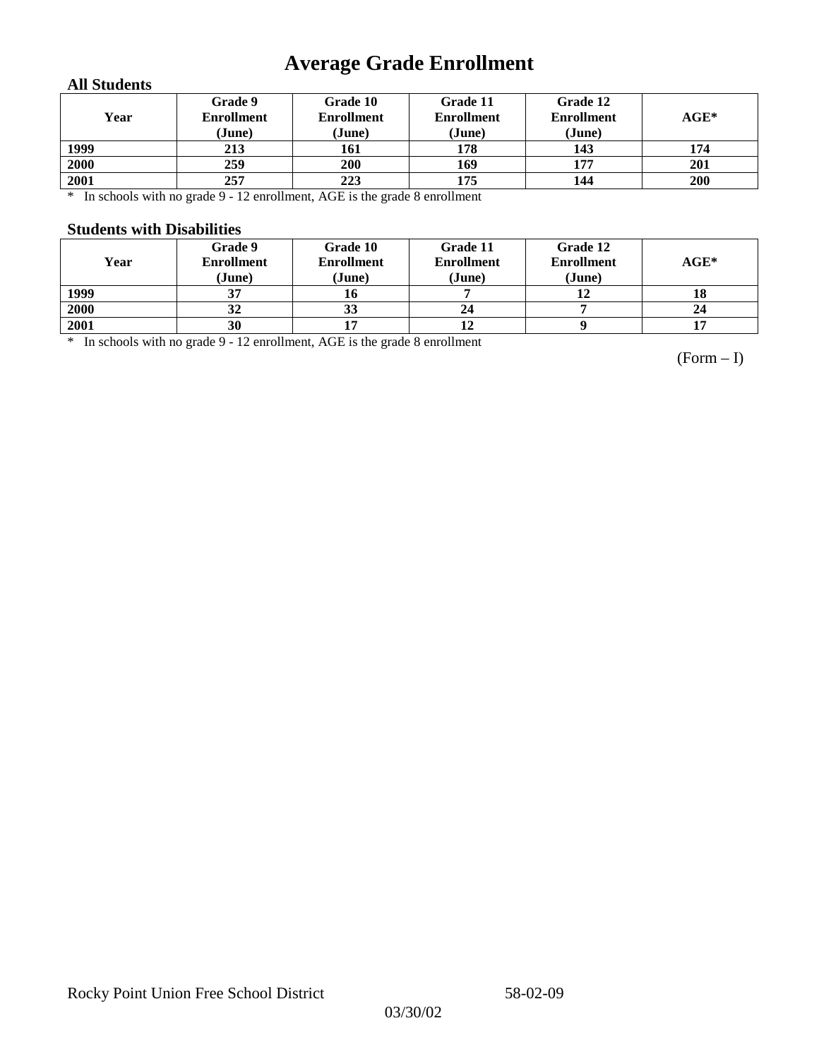# Average Grade Enrollment

### All Students

| Year | Grade 9 Enrollment (June) | Grade 10 Enrollment (June) | Grade 11 Enrollment (June) | Grade 12 Enrollment (June) | AGE* |
|---|---|---|---|---|---|
| 1999 | 213 | 161 | 178 | 143 | 174 |
| 2000 | 259 | 200 | 169 | 177 | 201 |
| 2001 | 257 | 223 | 175 | 144 | 200 |

\* In schools with no grade 9 - 12 enrollment, AGE is the grade 8 enrollment

### Students with Disabilities

| Year | Grade 9 Enrollment (June) | Grade 10 Enrollment (June) | Grade 11 Enrollment (June) | Grade 12 Enrollment (June) | AGE* |
|---|---|---|---|---|---|
| 1999 | 37 | 16 | 7 | 12 | 18 |
| 2000 | 32 | 33 | 24 | 7 | 24 |
| 2001 | 30 | 17 | 12 | 9 | 17 |

\* In schools with no grade 9 - 12 enrollment, AGE is the grade 8 enrollment

(Form – I)

Rocky Point Union Free School District 58-02-09

03/30/02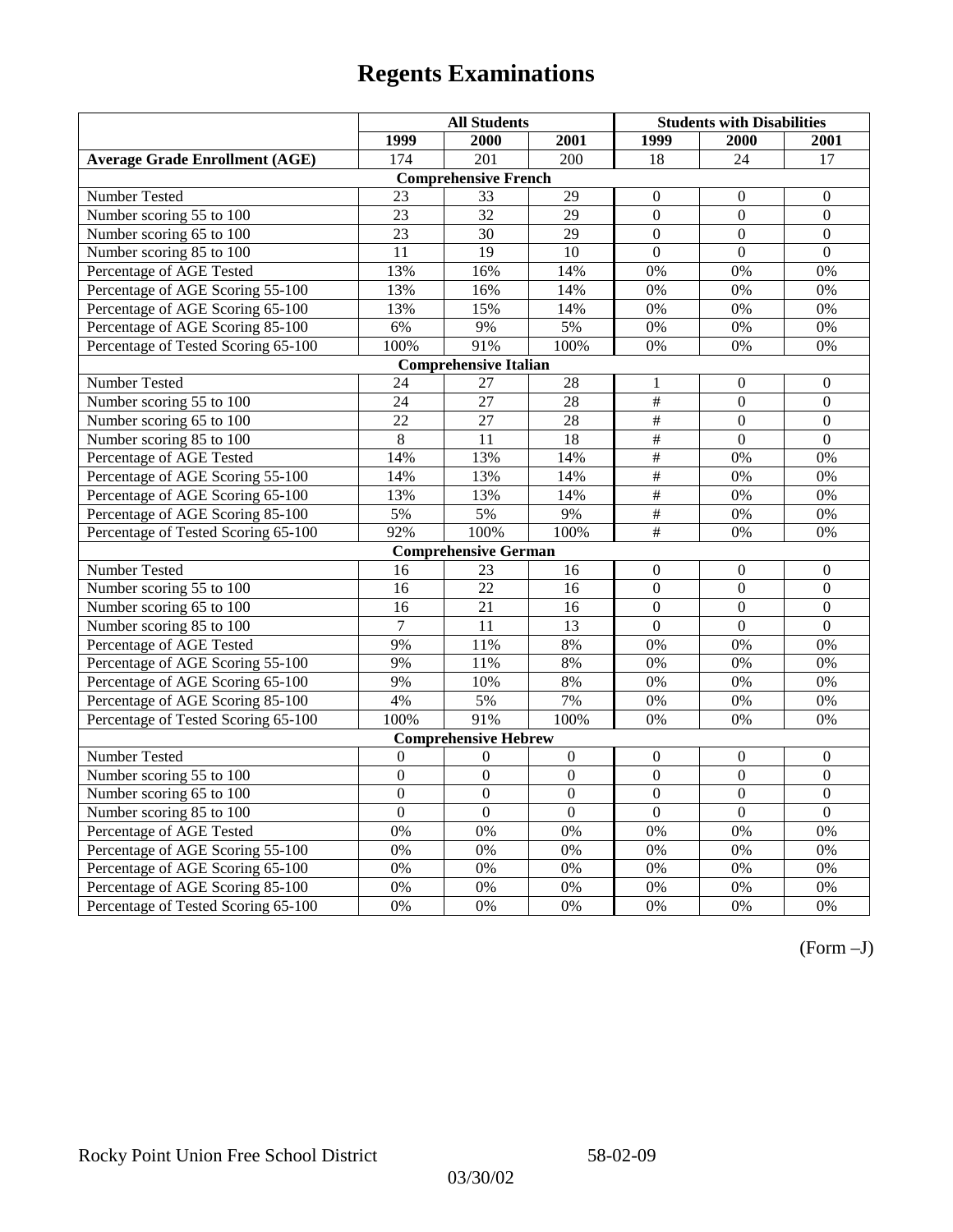# Regents Examinations

| | All Students | | | Students with Disabilities | | |
|---|---|---|---|---|---|---|
| | 1999 | 2000 | 2001 | 1999 | 2000 | 2001 |
| **Average Grade Enrollment (AGE)** | 174 | 201 | 200 | 18 | 24 | 17 |
| **Comprehensive French** | | | | | | |
| Number Tested | 23 | 33 | 29 | 0 | 0 | 0 |
| Number scoring 55 to 100 | 23 | 32 | 29 | 0 | 0 | 0 |
| Number scoring 65 to 100 | 23 | 30 | 29 | 0 | 0 | 0 |
| Number scoring 85 to 100 | 11 | 19 | 10 | 0 | 0 | 0 |
| Percentage of AGE Tested | 13% | 16% | 14% | 0% | 0% | 0% |
| Percentage of AGE Scoring 55-100 | 13% | 16% | 14% | 0% | 0% | 0% |
| Percentage of AGE Scoring 65-100 | 13% | 15% | 14% | 0% | 0% | 0% |
| Percentage of AGE Scoring 85-100 | 6% | 9% | 5% | 0% | 0% | 0% |
| Percentage of Tested Scoring 65-100 | 100% | 91% | 100% | 0% | 0% | 0% |
| **Comprehensive Italian** | | | | | | |
| Number Tested | 24 | 27 | 28 | 1 | 0 | 0 |
| Number scoring 55 to 100 | 24 | 27 | 28 | # | 0 | 0 |
| Number scoring 65 to 100 | 22 | 27 | 28 | # | 0 | 0 |
| Number scoring 85 to 100 | 8 | 11 | 18 | # | 0 | 0 |
| Percentage of AGE Tested | 14% | 13% | 14% | # | 0% | 0% |
| Percentage of AGE Scoring 55-100 | 14% | 13% | 14% | # | 0% | 0% |
| Percentage of AGE Scoring 65-100 | 13% | 13% | 14% | # | 0% | 0% |
| Percentage of AGE Scoring 85-100 | 5% | 5% | 9% | # | 0% | 0% |
| Percentage of Tested Scoring 65-100 | 92% | 100% | 100% | # | 0% | 0% |
| **Comprehensive German** | | | | | | |
| Number Tested | 16 | 23 | 16 | 0 | 0 | 0 |
| Number scoring 55 to 100 | 16 | 22 | 16 | 0 | 0 | 0 |
| Number scoring 65 to 100 | 16 | 21 | 16 | 0 | 0 | 0 |
| Number scoring 85 to 100 | 7 | 11 | 13 | 0 | 0 | 0 |
| Percentage of AGE Tested | 9% | 11% | 8% | 0% | 0% | 0% |
| Percentage of AGE Scoring 55-100 | 9% | 11% | 8% | 0% | 0% | 0% |
| Percentage of AGE Scoring 65-100 | 9% | 10% | 8% | 0% | 0% | 0% |
| Percentage of AGE Scoring 85-100 | 4% | 5% | 7% | 0% | 0% | 0% |
| Percentage of Tested Scoring 65-100 | 100% | 91% | 100% | 0% | 0% | 0% |
| **Comprehensive Hebrew** | | | | | | |
| Number Tested | 0 | 0 | 0 | 0 | 0 | 0 |
| Number scoring 55 to 100 | 0 | 0 | 0 | 0 | 0 | 0 |
| Number scoring 65 to 100 | 0 | 0 | 0 | 0 | 0 | 0 |
| Number scoring 85 to 100 | 0 | 0 | 0 | 0 | 0 | 0 |
| Percentage of AGE Tested | 0% | 0% | 0% | 0% | 0% | 0% |
| Percentage of AGE Scoring 55-100 | 0% | 0% | 0% | 0% | 0% | 0% |
| Percentage of AGE Scoring 65-100 | 0% | 0% | 0% | 0% | 0% | 0% |
| Percentage of AGE Scoring 85-100 | 0% | 0% | 0% | 0% | 0% | 0% |
| Percentage of Tested Scoring 65-100 | 0% | 0% | 0% | 0% | 0% | 0% |

(Form –J)

Rocky Point Union Free School District 58-02-09

03/30/02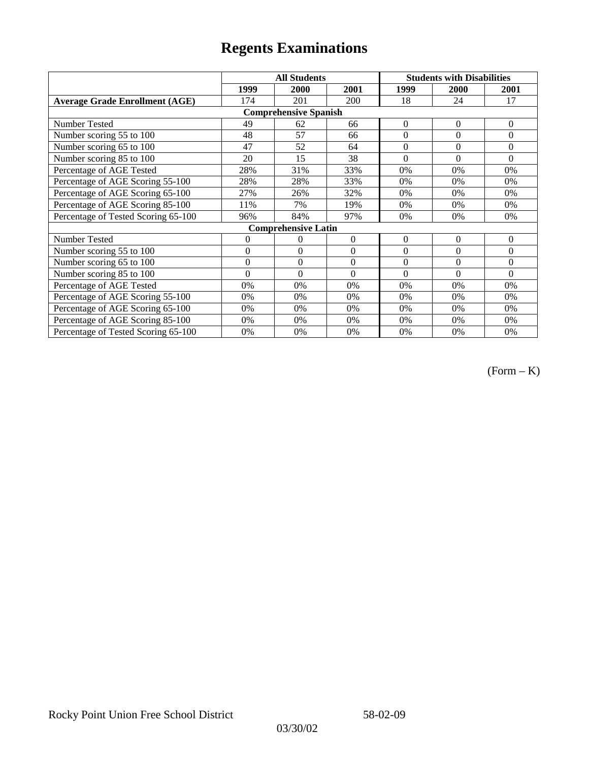# Regents Examinations

| | All Students | | | Students with Disabilities | | |
|---|---|---|---|---|---|---|
| | 1999 | 2000 | 2001 | 1999 | 2000 | 2001 |
| **Average Grade Enrollment (AGE)** | 174 | 201 | 200 | 18 | 24 | 17 |
| **Comprehensive Spanish** | | | | | | |
| Number Tested | 49 | 62 | 66 | 0 | 0 | 0 |
| Number scoring 55 to 100 | 48 | 57 | 66 | 0 | 0 | 0 |
| Number scoring 65 to 100 | 47 | 52 | 64 | 0 | 0 | 0 |
| Number scoring 85 to 100 | 20 | 15 | 38 | 0 | 0 | 0 |
| Percentage of AGE Tested | 28% | 31% | 33% | 0% | 0% | 0% |
| Percentage of AGE Scoring 55-100 | 28% | 28% | 33% | 0% | 0% | 0% |
| Percentage of AGE Scoring 65-100 | 27% | 26% | 32% | 0% | 0% | 0% |
| Percentage of AGE Scoring 85-100 | 11% | 7% | 19% | 0% | 0% | 0% |
| Percentage of Tested Scoring 65-100 | 96% | 84% | 97% | 0% | 0% | 0% |
| **Comprehensive Latin** | | | | | | |
| Number Tested | 0 | 0 | 0 | 0 | 0 | 0 |
| Number scoring 55 to 100 | 0 | 0 | 0 | 0 | 0 | 0 |
| Number scoring 65 to 100 | 0 | 0 | 0 | 0 | 0 | 0 |
| Number scoring 85 to 100 | 0 | 0 | 0 | 0 | 0 | 0 |
| Percentage of AGE Tested | 0% | 0% | 0% | 0% | 0% | 0% |
| Percentage of AGE Scoring 55-100 | 0% | 0% | 0% | 0% | 0% | 0% |
| Percentage of AGE Scoring 65-100 | 0% | 0% | 0% | 0% | 0% | 0% |
| Percentage of AGE Scoring 85-100 | 0% | 0% | 0% | 0% | 0% | 0% |
| Percentage of Tested Scoring 65-100 | 0% | 0% | 0% | 0% | 0% | 0% |

(Form – K)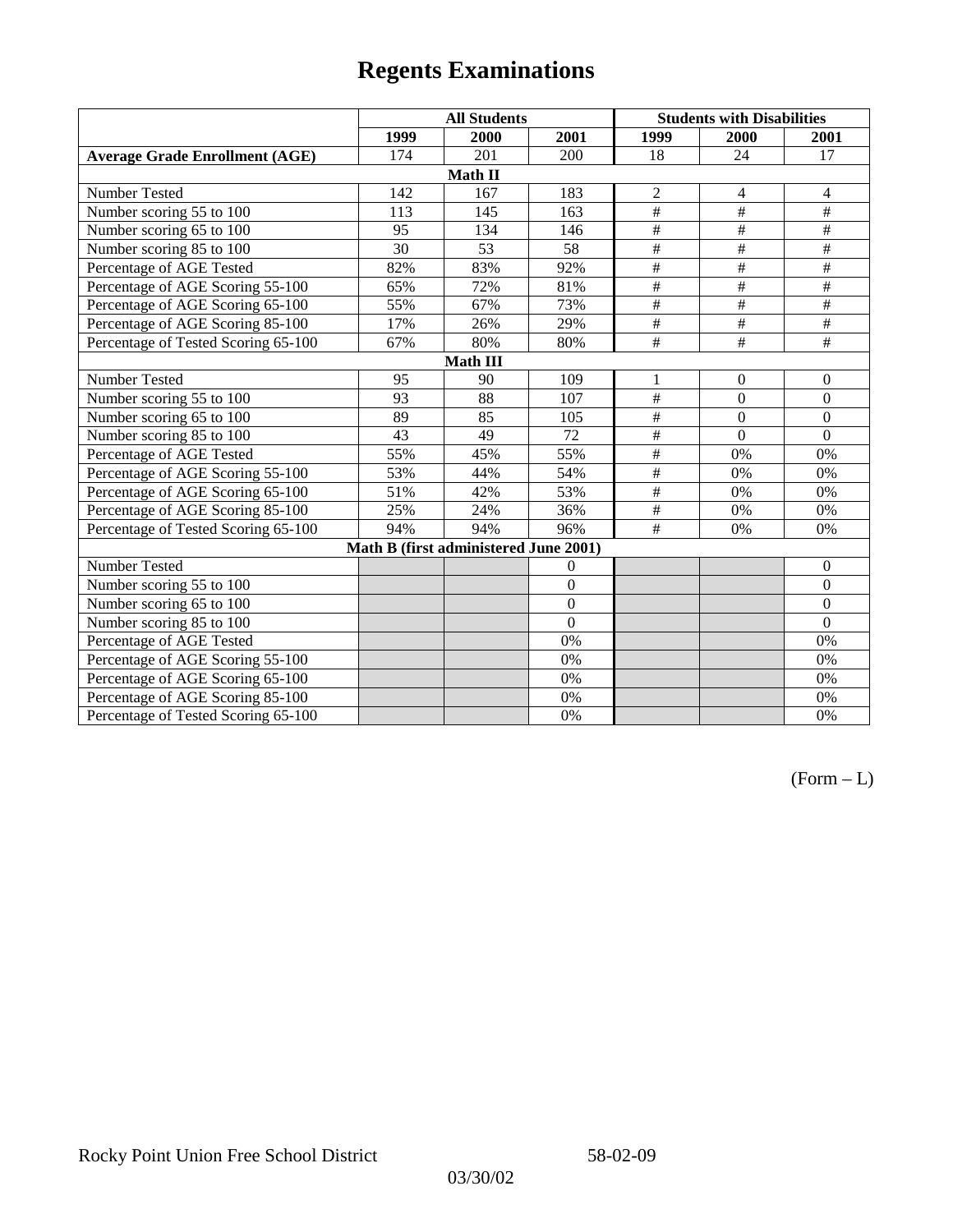# Regents Examinations

| | All Students | | | Students with Disabilities | | |
|---|---|---|---|---|---|---|
| | 1999 | 2000 | 2001 | 1999 | 2000 | 2001 |
| **Average Grade Enrollment (AGE)** | 174 | 201 | 200 | 18 | 24 | 17 |
| **Math II** | | | | | | |
| Number Tested | 142 | 167 | 183 | 2 | 4 | 4 |
| Number scoring 55 to 100 | 113 | 145 | 163 | # | # | # |
| Number scoring 65 to 100 | 95 | 134 | 146 | # | # | # |
| Number scoring 85 to 100 | 30 | 53 | 58 | # | # | # |
| Percentage of AGE Tested | 82% | 83% | 92% | # | # | # |
| Percentage of AGE Scoring 55-100 | 65% | 72% | 81% | # | # | # |
| Percentage of AGE Scoring 65-100 | 55% | 67% | 73% | # | # | # |
| Percentage of AGE Scoring 85-100 | 17% | 26% | 29% | # | # | # |
| Percentage of Tested Scoring 65-100 | 67% | 80% | 80% | # | # | # |
| **Math III** | | | | | | |
| Number Tested | 95 | 90 | 109 | 1 | 0 | 0 |
| Number scoring 55 to 100 | 93 | 88 | 107 | # | 0 | 0 |
| Number scoring 65 to 100 | 89 | 85 | 105 | # | 0 | 0 |
| Number scoring 85 to 100 | 43 | 49 | 72 | # | 0 | 0 |
| Percentage of AGE Tested | 55% | 45% | 55% | # | 0% | 0% |
| Percentage of AGE Scoring 55-100 | 53% | 44% | 54% | # | 0% | 0% |
| Percentage of AGE Scoring 65-100 | 51% | 42% | 53% | # | 0% | 0% |
| Percentage of AGE Scoring 85-100 | 25% | 24% | 36% | # | 0% | 0% |
| Percentage of Tested Scoring 65-100 | 94% | 94% | 96% | # | 0% | 0% |
| **Math B (first administered June 2001)** | | | | | | |
| Number Tested | | | 0 | | | 0 |
| Number scoring 55 to 100 | | | 0 | | | 0 |
| Number scoring 65 to 100 | | | 0 | | | 0 |
| Number scoring 85 to 100 | | | 0 | | | 0 |
| Percentage of AGE Tested | | | 0% | | | 0% |
| Percentage of AGE Scoring 55-100 | | | 0% | | | 0% |
| Percentage of AGE Scoring 65-100 | | | 0% | | | 0% |
| Percentage of AGE Scoring 85-100 | | | 0% | | | 0% |
| Percentage of Tested Scoring 65-100 | | | 0% | | | 0% |

(Form – L)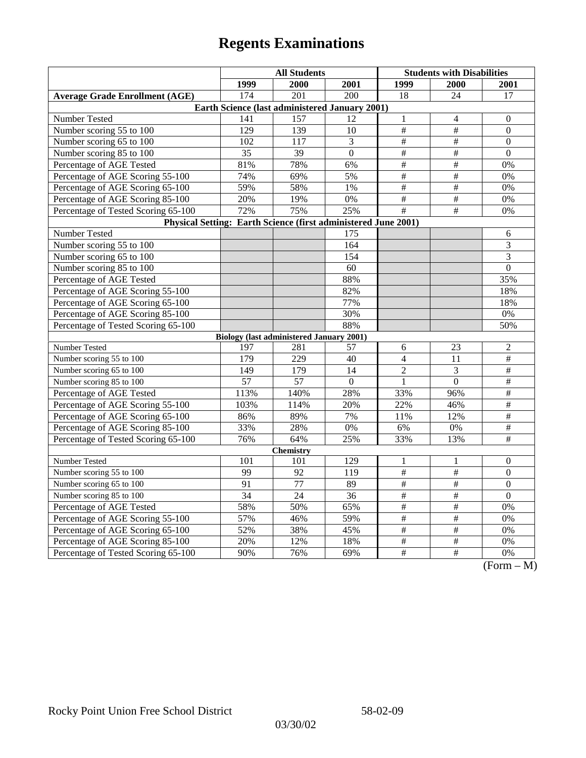# Regents Examinations

| | All Students | | | Students with Disabilities | | |
|---|---|---|---|---|---|---|
| | 1999 | 2000 | 2001 | 1999 | 2000 | 2001 |
| **Average Grade Enrollment (AGE)** | 174 | 201 | 200 | 18 | 24 | 17 |
| **Earth Science (last administered January 2001)** | | | | | | |
| Number Tested | 141 | 157 | 12 | 1 | 4 | 0 |
| Number scoring 55 to 100 | 129 | 139 | 10 | # | # | 0 |
| Number scoring 65 to 100 | 102 | 117 | 3 | # | # | 0 |
| Number scoring 85 to 100 | 35 | 39 | 0 | # | # | 0 |
| Percentage of AGE Tested | 81% | 78% | 6% | # | # | 0% |
| Percentage of AGE Scoring 55-100 | 74% | 69% | 5% | # | # | 0% |
| Percentage of AGE Scoring 65-100 | 59% | 58% | 1% | # | # | 0% |
| Percentage of AGE Scoring 85-100 | 20% | 19% | 0% | # | # | 0% |
| Percentage of Tested Scoring 65-100 | 72% | 75% | 25% | # | # | 0% |
| **Physical Setting: Earth Science (first administered June 2001)** | | | | | | |
| Number Tested | | | 175 | | | 6 |
| Number scoring 55 to 100 | | | 164 | | | 3 |
| Number scoring 65 to 100 | | | 154 | | | 3 |
| Number scoring 85 to 100 | | | 60 | | | 0 |
| Percentage of AGE Tested | | | 88% | | | 35% |
| Percentage of AGE Scoring 55-100 | | | 82% | | | 18% |
| Percentage of AGE Scoring 65-100 | | | 77% | | | 18% |
| Percentage of AGE Scoring 85-100 | | | 30% | | | 0% |
| Percentage of Tested Scoring 65-100 | | | 88% | | | 50% |
| **Biology (last administered January 2001)** | | | | | | |
| Number Tested | 197 | 281 | 57 | 6 | 23 | 2 |
| Number scoring 55 to 100 | 179 | 229 | 40 | 4 | 11 | # |
| Number scoring 65 to 100 | 149 | 179 | 14 | 2 | 3 | # |
| Number scoring 85 to 100 | 57 | 57 | 0 | 1 | 0 | # |
| Percentage of AGE Tested | 113% | 140% | 28% | 33% | 96% | # |
| Percentage of AGE Scoring 55-100 | 103% | 114% | 20% | 22% | 46% | # |
| Percentage of AGE Scoring 65-100 | 86% | 89% | 7% | 11% | 12% | # |
| Percentage of AGE Scoring 85-100 | 33% | 28% | 0% | 6% | 0% | # |
| Percentage of Tested Scoring 65-100 | 76% | 64% | 25% | 33% | 13% | # |
| **Chemistry** | | | | | | |
| Number Tested | 101 | 101 | 129 | 1 | 1 | 0 |
| Number scoring 55 to 100 | 99 | 92 | 119 | # | # | 0 |
| Number scoring 65 to 100 | 91 | 77 | 89 | # | # | 0 |
| Number scoring 85 to 100 | 34 | 24 | 36 | # | # | 0 |
| Percentage of AGE Tested | 58% | 50% | 65% | # | # | 0% |
| Percentage of AGE Scoring 55-100 | 57% | 46% | 59% | # | # | 0% |
| Percentage of AGE Scoring 65-100 | 52% | 38% | 45% | # | # | 0% |
| Percentage of AGE Scoring 85-100 | 20% | 12% | 18% | # | # | 0% |
| Percentage of Tested Scoring 65-100 | 90% | 76% | 69% | # | # | 0% |

(Form – M)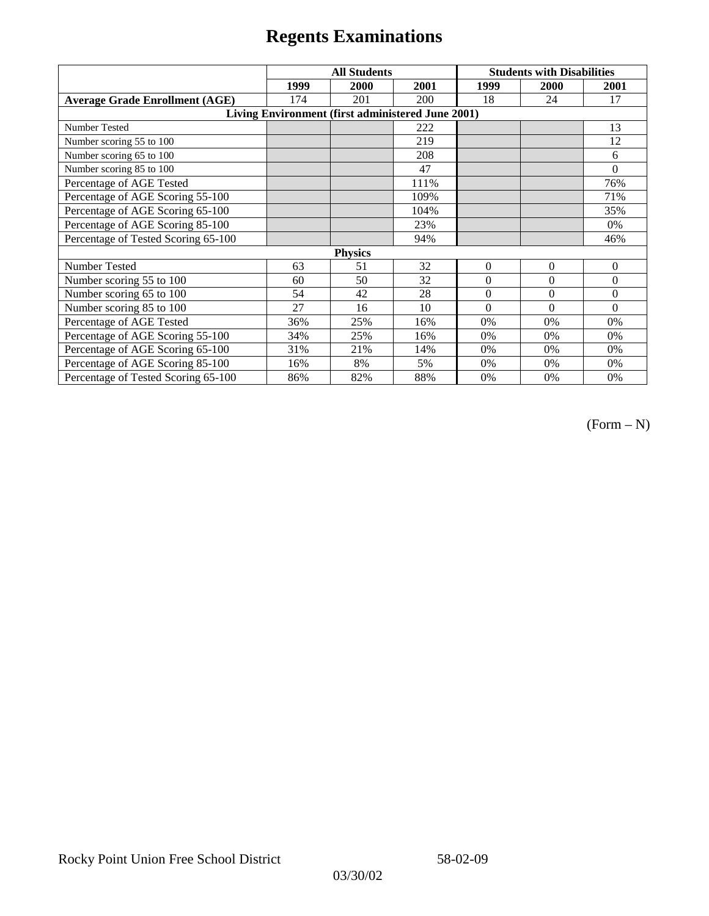# Regents Examinations

| | All Students | | | Students with Disabilities | | |
|---|---|---|---|---|---|---|
| | 1999 | 2000 | 2001 | 1999 | 2000 | 2001 |
| **Average Grade Enrollment (AGE)** | 174 | 201 | 200 | 18 | 24 | 17 |
| **Living Environment (first administered June 2001)** | | | | | | |
| Number Tested | | | 222 | | | 13 |
| Number scoring 55 to 100 | | | 219 | | | 12 |
| Number scoring 65 to 100 | | | 208 | | | 6 |
| Number scoring 85 to 100 | | | 47 | | | 0 |
| Percentage of AGE Tested | | | 111% | | | 76% |
| Percentage of AGE Scoring 55-100 | | | 109% | | | 71% |
| Percentage of AGE Scoring 65-100 | | | 104% | | | 35% |
| Percentage of AGE Scoring 85-100 | | | 23% | | | 0% |
| Percentage of Tested Scoring 65-100 | | | 94% | | | 46% |
| **Physics** | | | | | | |
| Number Tested | 63 | 51 | 32 | 0 | 0 | 0 |
| Number scoring 55 to 100 | 60 | 50 | 32 | 0 | 0 | 0 |
| Number scoring 65 to 100 | 54 | 42 | 28 | 0 | 0 | 0 |
| Number scoring 85 to 100 | 27 | 16 | 10 | 0 | 0 | 0 |
| Percentage of AGE Tested | 36% | 25% | 16% | 0% | 0% | 0% |
| Percentage of AGE Scoring 55-100 | 34% | 25% | 16% | 0% | 0% | 0% |
| Percentage of AGE Scoring 65-100 | 31% | 21% | 14% | 0% | 0% | 0% |
| Percentage of AGE Scoring 85-100 | 16% | 8% | 5% | 0% | 0% | 0% |
| Percentage of Tested Scoring 65-100 | 86% | 82% | 88% | 0% | 0% | 0% |

(Form – N)

Rocky Point Union Free School District 58-02-09

03/30/02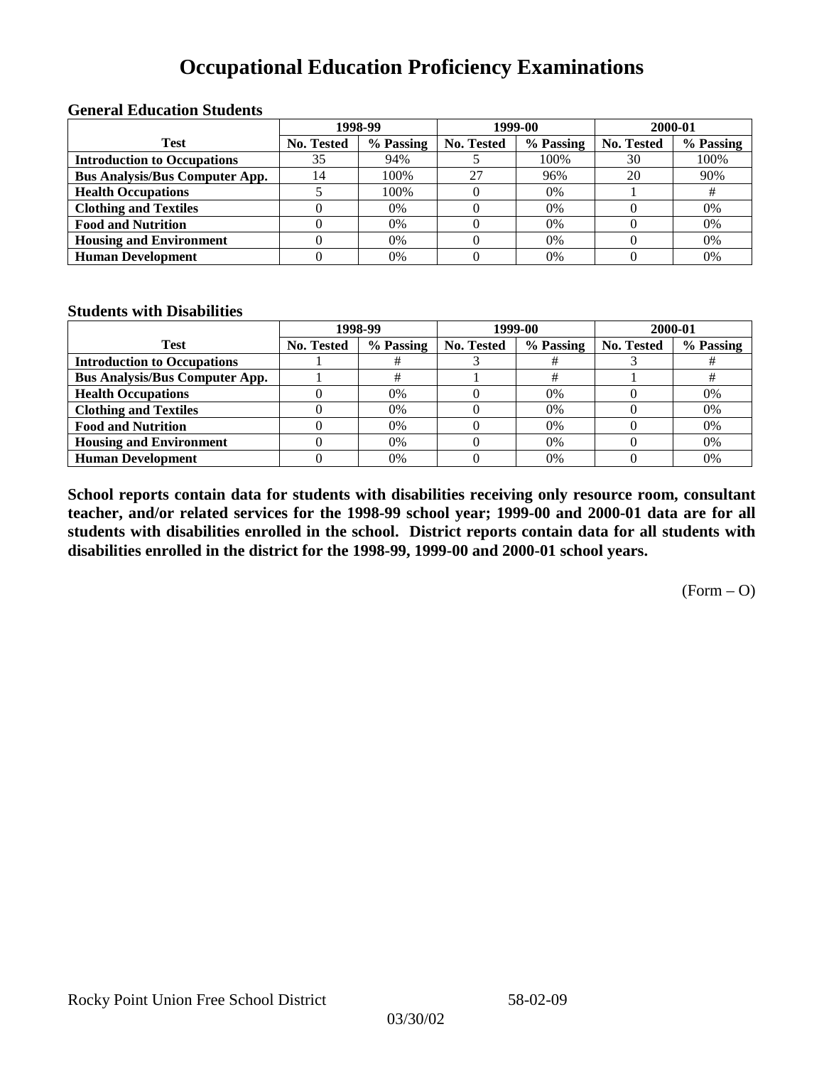# Occupational Education Proficiency Examinations

### General Education Students

| | 1998-99 | | 1999-00 | | 2000-01 | |
|---|---|---|---|---|---|---|
| **Test** | **No. Tested** | **% Passing** | **No. Tested** | **% Passing** | **No. Tested** | **% Passing** |
| **Introduction to Occupations** | 35 | 94% | 5 | 100% | 30 | 100% |
| **Bus Analysis/Bus Computer App.** | 14 | 100% | 27 | 96% | 20 | 90% |
| **Health Occupations** | 5 | 100% | 0 | 0% | 1 | # |
| **Clothing and Textiles** | 0 | 0% | 0 | 0% | 0 | 0% |
| **Food and Nutrition** | 0 | 0% | 0 | 0% | 0 | 0% |
| **Housing and Environment** | 0 | 0% | 0 | 0% | 0 | 0% |
| **Human Development** | 0 | 0% | 0 | 0% | 0 | 0% |

### Students with Disabilities

| | 1998-99 | | 1999-00 | | 2000-01 | |
|---|---|---|---|---|---|---|
| **Test** | **No. Tested** | **% Passing** | **No. Tested** | **% Passing** | **No. Tested** | **% Passing** |
| **Introduction to Occupations** | 1 | # | 3 | # | 3 | # |
| **Bus Analysis/Bus Computer App.** | 1 | # | 1 | # | 1 | # |
| **Health Occupations** | 0 | 0% | 0 | 0% | 0 | 0% |
| **Clothing and Textiles** | 0 | 0% | 0 | 0% | 0 | 0% |
| **Food and Nutrition** | 0 | 0% | 0 | 0% | 0 | 0% |
| **Housing and Environment** | 0 | 0% | 0 | 0% | 0 | 0% |
| **Human Development** | 0 | 0% | 0 | 0% | 0 | 0% |

**School reports contain data for students with disabilities receiving only resource room, consultant teacher, and/or related services for the 1998-99 school year; 1999-00 and 2000-01 data are for all students with disabilities enrolled in the school. District reports contain data for all students with disabilities enrolled in the district for the 1998-99, 1999-00 and 2000-01 school years.**

(Form – O)

Rocky Point Union Free School District 58-02-09

03/30/02